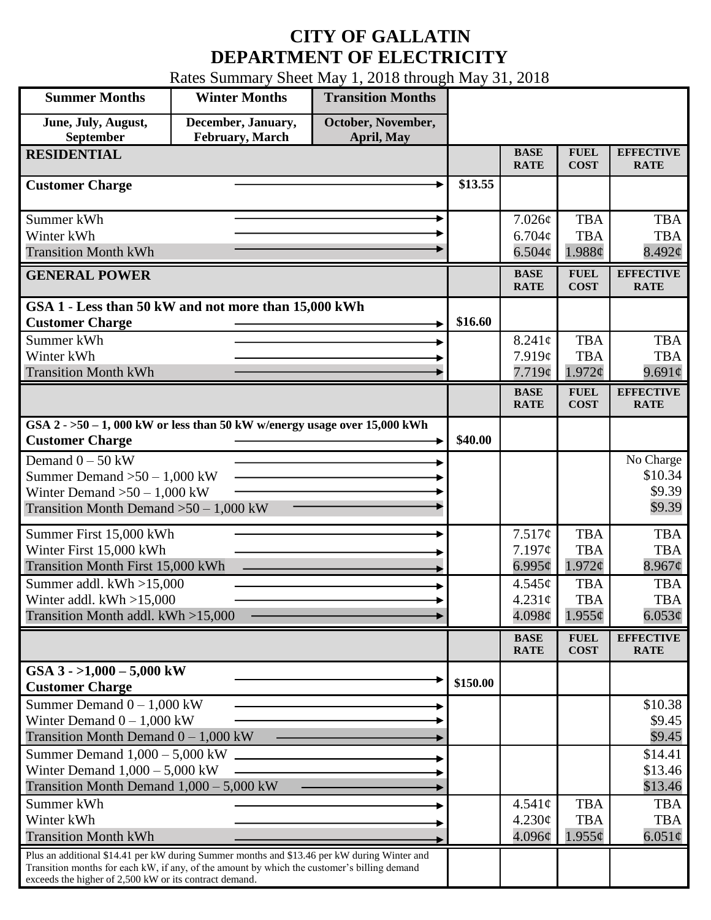# CITY OF GALLATIN
# DEPARTMENT OF ELECTRICITY

Rates Summary Sheet May 1, 2018 through May 31, 2018

| Summer Months | Winter Months | Transition Months |
|---|---|---|
| June, July, August, September | December, January, February, March | October, November, April, May |

| RESIDENTIAL | | BASE RATE | FUEL COST | EFFECTIVE RATE |
|---|---|---|---|---|
| **Customer Charge** | $13.55 | | | |
| Summer kWh | | 7.026¢ | TBA | TBA |
| Winter kWh | | 6.704¢ | TBA | TBA |
| Transition Month kWh | | 6.504¢ | 1.988¢ | 8.492¢ |

| GENERAL POWER | | BASE RATE | FUEL COST | EFFECTIVE RATE |
|---|---|---|---|---|
| **GSA 1 - Less than 50 kW and not more than 15,000 kWh** | | | | |
| **Customer Charge** | $16.60 | | | |
| Summer kWh | | 8.241¢ | TBA | TBA |
| Winter kWh | | 7.919¢ | TBA | TBA |
| Transition Month kWh | | 7.719¢ | 1.972¢ | 9.691¢ |

| | | BASE RATE | FUEL COST | EFFECTIVE RATE |
|---|---|---|---|---|
| **GSA 2 - >50 – 1, 000 kW or less than 50 kW w/energy usage over 15,000 kWh** | | | | |
| **Customer Charge** | $40.00 | | | |
| Demand 0 – 50 kW | | | | No Charge |
| Summer Demand >50 – 1,000 kW | | | | $10.34 |
| Winter Demand >50 – 1,000 kW | | | | $9.39 |
| Transition Month Demand >50 – 1,000 kW | | | | $9.39 |
| Summer First 15,000 kWh | | 7.517¢ | TBA | TBA |
| Winter First 15,000 kWh | | 7.197¢ | TBA | TBA |
| Transition Month First 15,000 kWh | | 6.995¢ | 1.972¢ | 8.967¢ |
| Summer addl. kWh >15,000 | | 4.545¢ | TBA | TBA |
| Winter addl. kWh >15,000 | | 4.231¢ | TBA | TBA |
| Transition Month addl. kWh >15,000 | | 4.098¢ | 1.955¢ | 6.053¢ |

| | | BASE RATE | FUEL COST | EFFECTIVE RATE |
|---|---|---|---|---|
| **GSA 3 - >1,000 – 5,000 kW** | | | | |
| **Customer Charge** | $150.00 | | | |
| Summer Demand 0 – 1,000 kW | | | | $10.38 |
| Winter Demand 0 – 1,000 kW | | | | $9.45 |
| Transition Month Demand 0 – 1,000 kW | | | | $9.45 |
| Summer Demand 1,000 – 5,000 kW | | | | $14.41 |
| Winter Demand 1,000 – 5,000 kW | | | | $13.46 |
| Transition Month Demand 1,000 – 5,000 kW | | | | $13.46 |
| Summer kWh | | 4.541¢ | TBA | TBA |
| Winter kWh | | 4.230¢ | TBA | TBA |
| Transition Month kWh | | 4.096¢ | 1.955¢ | 6.051¢ |
| Plus an additional $14.41 per kW during Summer months and $13.46 per kW during Winter and Transition months for each kW, if any, of the amount by which the customer's billing demand exceeds the higher of 2,500 kW or its contract demand. | | | | |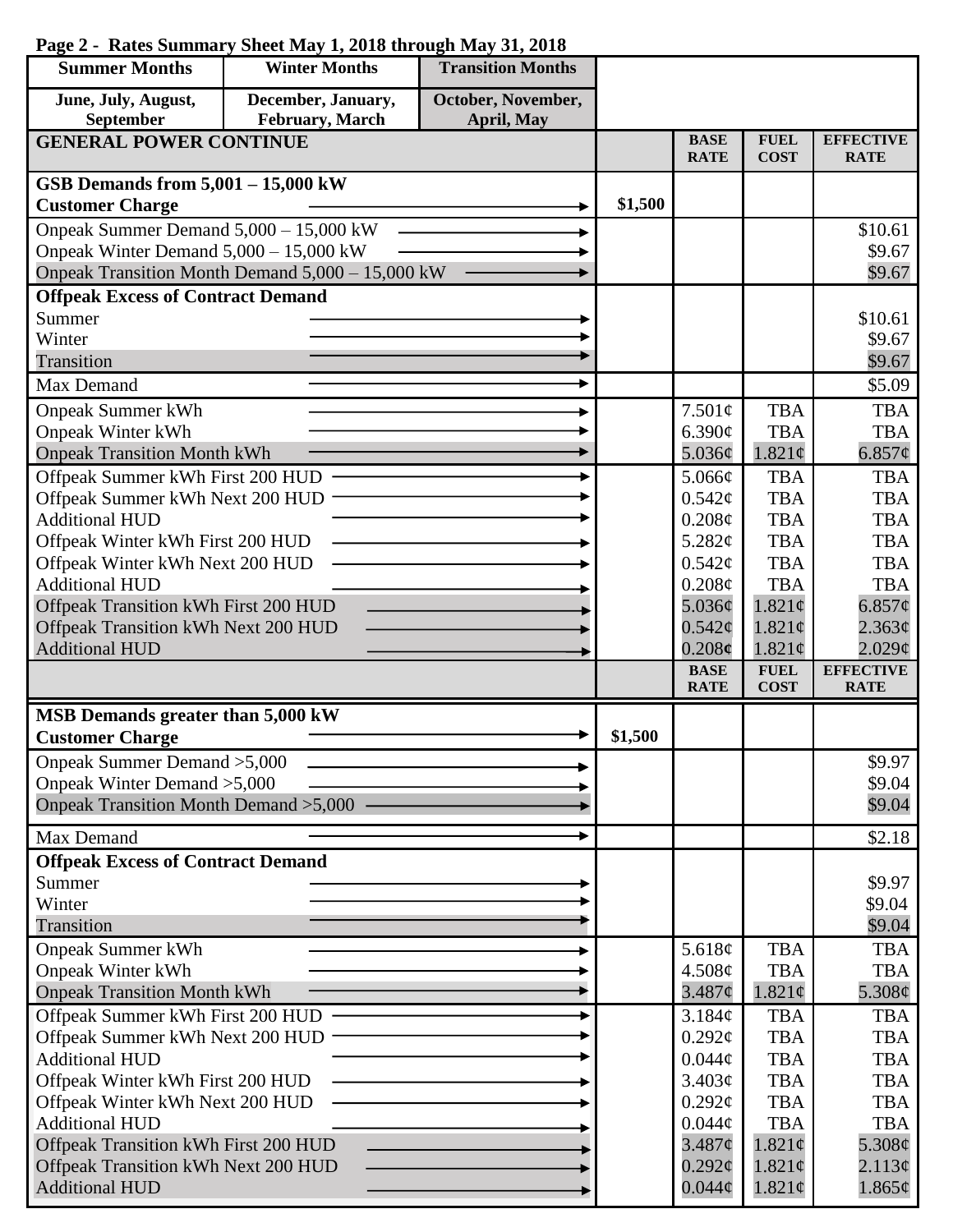**Page 2 - Rates Summary Sheet May 1, 2018 through May 31, 2018**

| Summer Months | Winter Months | Transition Months |
|---|---|---|
| June, July, August, September | December, January, February, March | October, November, April, May |

| GENERAL POWER CONTINUE | | BASE RATE | FUEL COST | EFFECTIVE RATE |
|---|---|---|---|---|
| **GSB Demands from 5,001 – 15,000 kW** | | | | |
| **Customer Charge** | $1,500 | | | |
| Onpeak Summer Demand 5,000 – 15,000 kW | | | | $10.61 |
| Onpeak Winter Demand 5,000 – 15,000 kW | | | | $9.67 |
| Onpeak Transition Month Demand 5,000 – 15,000 kW | | | | $9.67 |
| **Offpeak Excess of Contract Demand** | | | | |
| Summer | | | | $10.61 |
| Winter | | | | $9.67 |
| Transition | | | | $9.67 |
| Max Demand | | | | $5.09 |
| Onpeak Summer kWh | | 7.501¢ | TBA | TBA |
| Onpeak Winter kWh | | 6.390¢ | TBA | TBA |
| Onpeak Transition Month kWh | | 5.036¢ | 1.821¢ | 6.857¢ |
| Offpeak Summer kWh First 200 HUD | | 5.066¢ | TBA | TBA |
| Offpeak Summer kWh Next 200 HUD | | 0.542¢ | TBA | TBA |
| Additional HUD | | 0.208¢ | TBA | TBA |
| Offpeak Winter kWh First 200 HUD | | 5.282¢ | TBA | TBA |
| Offpeak Winter kWh Next 200 HUD | | 0.542¢ | TBA | TBA |
| Additional HUD | | 0.208¢ | TBA | TBA |
| Offpeak Transition kWh First 200 HUD | | 5.036¢ | 1.821¢ | 6.857¢ |
| Offpeak Transition kWh Next 200 HUD | | 0.542¢ | 1.821¢ | 2.363¢ |
| Additional HUD | | 0.208¢ | 1.821¢ | 2.029¢ |
| | | BASE RATE | FUEL COST | EFFECTIVE RATE |
| **MSB Demands greater than 5,000 kW** | | | | |
| **Customer Charge** | $1,500 | | | |
| Onpeak Summer Demand >5,000 | | | | $9.97 |
| Onpeak Winter Demand >5,000 | | | | $9.04 |
| Onpeak Transition Month Demand >5,000 | | | | $9.04 |
| Max Demand | | | | $2.18 |
| **Offpeak Excess of Contract Demand** | | | | |
| Summer | | | | $9.97 |
| Winter | | | | $9.04 |
| Transition | | | | $9.04 |
| Onpeak Summer kWh | | 5.618¢ | TBA | TBA |
| Onpeak Winter kWh | | 4.508¢ | TBA | TBA |
| Onpeak Transition Month kWh | | 3.487¢ | 1.821¢ | 5.308¢ |
| Offpeak Summer kWh First 200 HUD | | 3.184¢ | TBA | TBA |
| Offpeak Summer kWh Next 200 HUD | | 0.292¢ | TBA | TBA |
| Additional HUD | | 0.044¢ | TBA | TBA |
| Offpeak Winter kWh First 200 HUD | | 3.403¢ | TBA | TBA |
| Offpeak Winter kWh Next 200 HUD | | 0.292¢ | TBA | TBA |
| Additional HUD | | 0.044¢ | TBA | TBA |
| Offpeak Transition kWh First 200 HUD | | 3.487¢ | 1.821¢ | 5.308¢ |
| Offpeak Transition kWh Next 200 HUD | | 0.292¢ | 1.821¢ | 2.113¢ |
| Additional HUD | | 0.044¢ | 1.821¢ | 1.865¢ |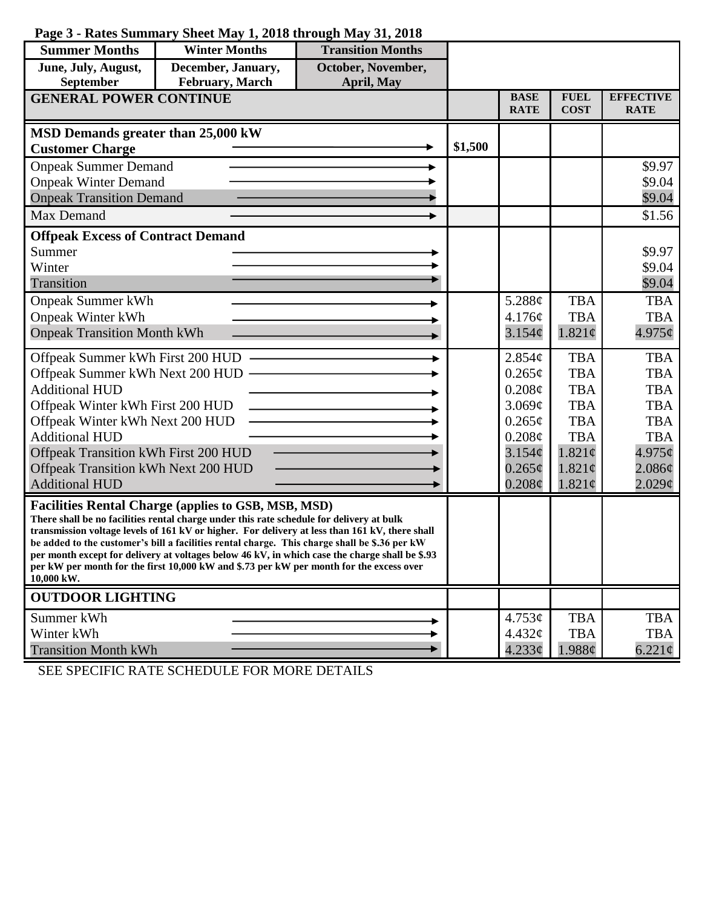**Page 3 - Rates Summary Sheet May 1, 2018 through May 31, 2018**

| Summer Months | Winter Months | Transition Months |
|---|---|---|
| June, July, August, September | December, January, February, March | October, November, April, May |

| GENERAL POWER CONTINUE | | BASE RATE | FUEL COST | EFFECTIVE RATE |
|---|---|---|---|---|
| **MSD Demands greater than 25,000 kW** | | | | |
| **Customer Charge** | $1,500 | | | |
| Onpeak Summer Demand | | | | $9.97 |
| Onpeak Winter Demand | | | | $9.04 |
| Onpeak Transition Demand | | | | $9.04 |
| Max Demand | | | | $1.56 |
| **Offpeak Excess of Contract Demand** | | | | |
| Summer | | | | $9.97 |
| Winter | | | | $9.04 |
| Transition | | | | $9.04 |
| Onpeak Summer kWh | | 5.288¢ | TBA | TBA |
| Onpeak Winter kWh | | 4.176¢ | TBA | TBA |
| Onpeak Transition Month kWh | | 3.154¢ | 1.821¢ | 4.975¢ |
| Offpeak Summer kWh First 200 HUD | | 2.854¢ | TBA | TBA |
| Offpeak Summer kWh Next 200 HUD | | 0.265¢ | TBA | TBA |
| Additional HUD | | 0.208¢ | TBA | TBA |
| Offpeak Winter kWh First 200 HUD | | 3.069¢ | TBA | TBA |
| Offpeak Winter kWh Next 200 HUD | | 0.265¢ | TBA | TBA |
| Additional HUD | | 0.208¢ | TBA | TBA |
| Offpeak Transition kWh First 200 HUD | | 3.154¢ | 1.821¢ | 4.975¢ |
| Offpeak Transition kWh Next 200 HUD | | 0.265¢ | 1.821¢ | 2.086¢ |
| Additional HUD | | 0.208¢ | 1.821¢ | 2.029¢ |

**Facilities Rental Charge (applies to GSB, MSB, MSD)**
**There shall be no facilities rental charge under this rate schedule for delivery at bulk transmission voltage levels of 161 kV or higher. For delivery at less than 161 kV, there shall be added to the customer's bill a facilities rental charge. This charge shall be $.36 per kW per month except for delivery at voltages below 46 kV, in which case the charge shall be $.93 per kW per month for the first 10,000 kW and $.73 per kW per month for the excess over 10,000 kW.**

| OUTDOOR LIGHTING | | BASE RATE | FUEL COST | EFFECTIVE RATE |
|---|---|---|---|---|
| Summer kWh | | 4.753¢ | TBA | TBA |
| Winter kWh | | 4.432¢ | TBA | TBA |
| Transition Month kWh | | 4.233¢ | 1.988¢ | 6.221¢ |

SEE SPECIFIC RATE SCHEDULE FOR MORE DETAILS